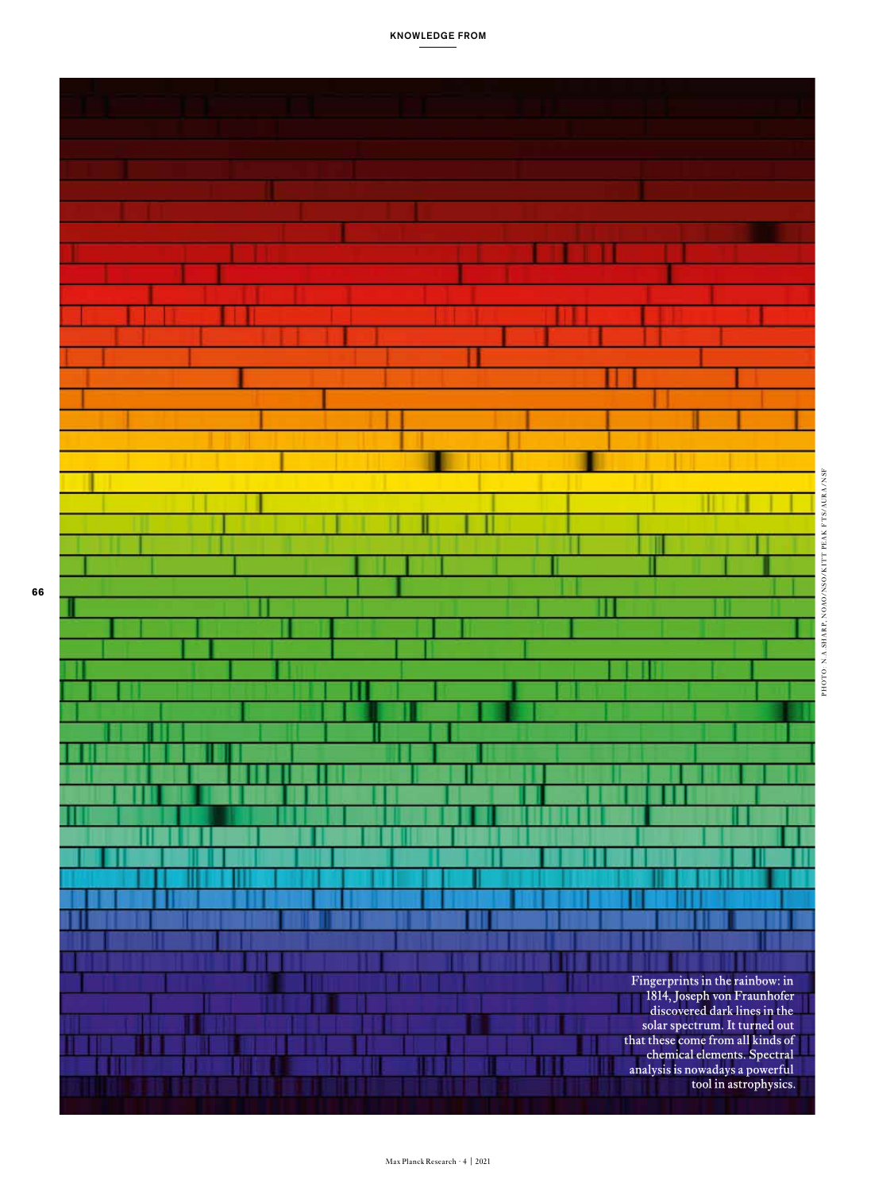Fingerprints in the rainbow: in 1814, Joseph von Fraunhofer discovered dark lines in the solar spectrum. It turned out that these come from all kinds of chemical elements. Spectral analysis is nowadays a powerful tool in astrophysics.

PHOTO: N.A. SHARP, NOAO/NSO/KITT PEAK FTS/AURA/NSF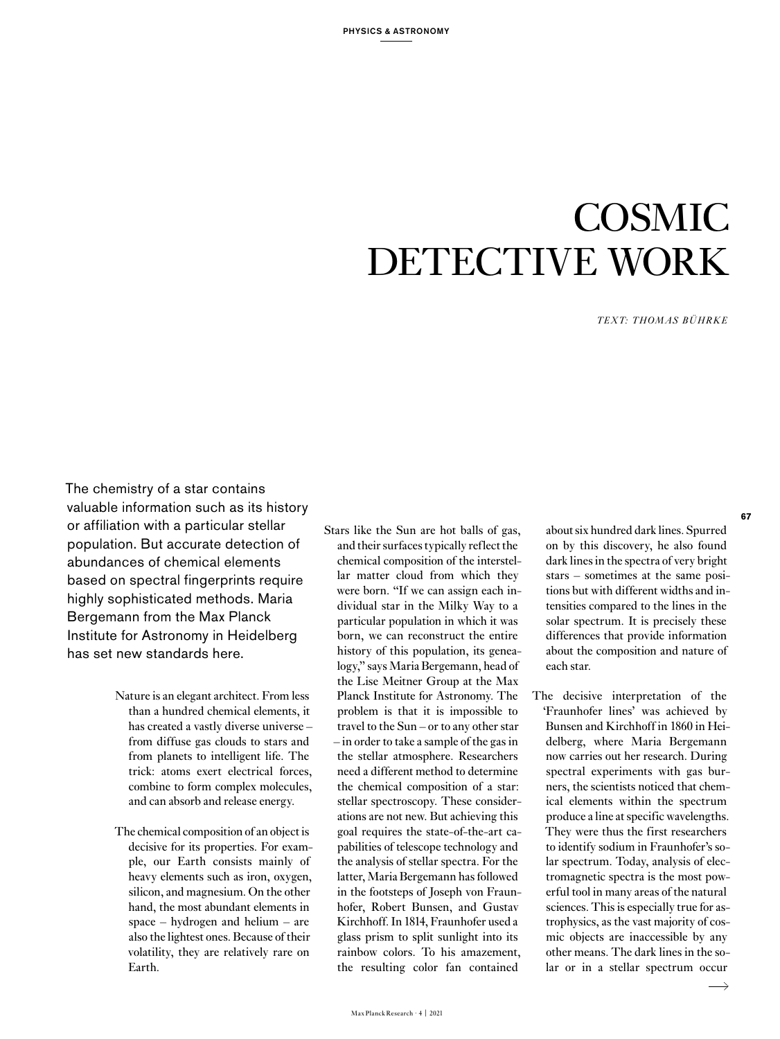# COSMIC DETECTIVE WORK

*TEXT: THOMAS BÜHRKE*

The chemistry of a star contains valuable information such as its history or affiliation with a particular stellar population. But accurate detection of abundances of chemical elements based on spectral fingerprints require highly sophisticated methods. Maria Bergemann from the Max Planck Institute for Astronomy in Heidelberg has set new standards here.

Nature is an elegant architect. From less than a hundred chemical elements, it has created a vastly diverse universe – from diffuse gas clouds to stars and from planets to intelligent life. The trick: atoms exert electrical forces, combine to form complex molecules, and can absorb and release energy.

The chemical composition of an object is decisive for its properties. For example, our Earth consists mainly of heavy elements such as iron, oxygen, silicon, and magnesium. On the other hand, the most abundant elements in space – hydrogen and helium – are also the lightest ones. Because of their volatility, they are relatively rare on Earth.

Stars like the Sun are hot balls of gas, and their surfaces typically reflect the chemical composition of the interstellar matter cloud from which they were born. "If we can assign each individual star in the Milky Way to a particular population in which it was born, we can reconstruct the entire history of this population, its genealogy," says Maria Bergemann, head of the Lise Meitner Group at the Max Planck Institute for Astronomy. The problem is that it is impossible to travel to the Sun – or to any other star – in order to take a sample of the gas in the stellar atmosphere. Researchers need a different method to determine the chemical composition of a star: stellar spectroscopy. These considerations are not new. But achieving this goal requires the state-of-the-art capabilities of telescope technology and the analysis of stellar spectra. For the latter, Maria Bergemann has followed in the footsteps of Joseph von Fraunhofer, Robert Bunsen, and Gustav Kirchhoff. In 1814, Fraunhofer used a glass prism to split sunlight into its rainbow colors. To his amazement, the resulting color fan contained about six hundred dark lines. Spurred on by this discovery, he also found dark lines in the spectra of very bright stars – sometimes at the same positions but with different widths and intensities compared to the lines in the solar spectrum. It is precisely these differences that provide information about the composition and nature of each star.

The decisive interpretation of the 'Fraunhofer lines' was achieved by Bunsen and Kirchhoff in 1860 in Heidelberg, where Maria Bergemann now carries out her research. During spectral experiments with gas burners, the scientists noticed that chemical elements within the spectrum produce a line at specific wavelengths. They were thus the first researchers to identify sodium in Fraunhofer's solar spectrum. Today, analysis of electromagnetic spectra is the most powerful tool in many areas of the natural sciences. This is especially true for astrophysics, as the vast majority of cosmic objects are inaccessible by any other means. The dark lines in the solar or in a stellar spectrum occur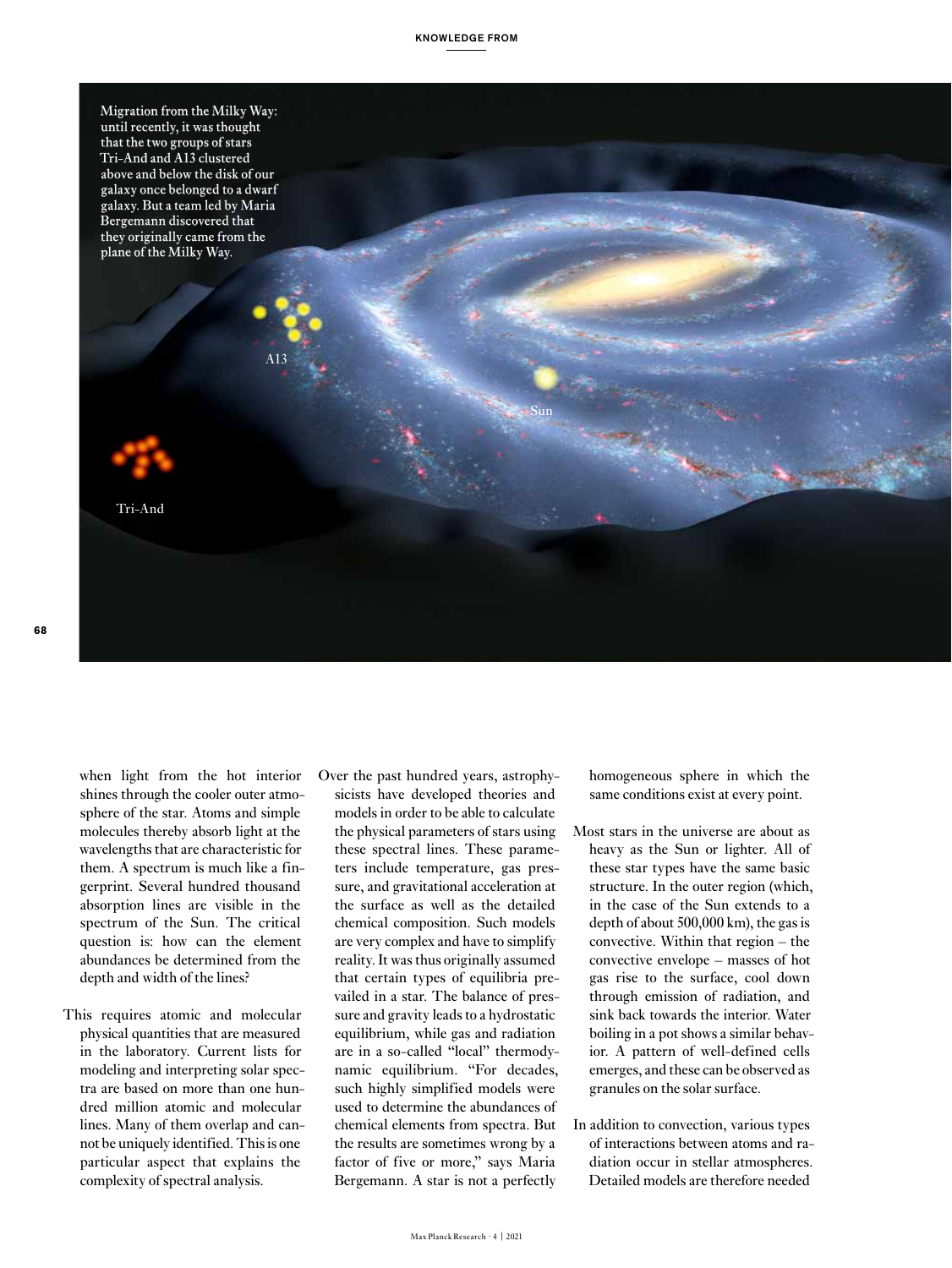Migration from the Milky Way: until recently, it was thought that the two groups of stars Tri-And and A13 clustered above and below the disk of our galaxy once belonged to a dwarf galaxy. But a team led by Maria Bergemann discovered that they originally came from the plane of the Milky Way.

when light from the hot interior shines through the cooler outer atmosphere of the star. Atoms and simple molecules thereby absorb light at the wavelengths that are characteristic for them. A spectrum is much like a fingerprint. Several hundred thousand absorption lines are visible in the spectrum of the Sun. The critical question is: how can the element abundances be determined from the depth and width of the lines?

This requires atomic and molecular physical quantities that are measured in the laboratory. Current lists for modeling and interpreting solar spectra are based on more than one hundred million atomic and molecular lines. Many of them overlap and cannot be uniquely identified. This is one particular aspect that explains the complexity of spectral analysis.

Over the past hundred years, astrophysicists have developed theories and models in order to be able to calculate the physical parameters of stars using these spectral lines. These parameters include temperature, gas pressure, and gravitational acceleration at the surface as well as the detailed chemical composition. Such models are very complex and have to simplify reality. It was thus originally assumed that certain types of equilibria prevailed in a star. The balance of pressure and gravity leads to a hydrostatic equilibrium, while gas and radiation are in a so-called "local" thermodynamic equilibrium. "For decades, such highly simplified models were used to determine the abundances of chemical elements from spectra. But the results are sometimes wrong by a factor of five or more," says Maria Bergemann. A star is not a perfectly homogeneous sphere in which the same conditions exist at every point.

Most stars in the universe are about as heavy as the Sun or lighter. All of these star types have the same basic structure. In the outer region (which, in the case of the Sun extends to a depth of about 500,000 km), the gas is convective. Within that region – the convective envelope – masses of hot gas rise to the surface, cool down through emission of radiation, and sink back towards the interior. Water boiling in a pot shows a similar behavior. A pattern of well-defined cells emerges, and these can be observed as granules on the solar surface.

In addition to convection, various types of interactions between atoms and radiation occur in stellar atmospheres. Detailed models are therefore needed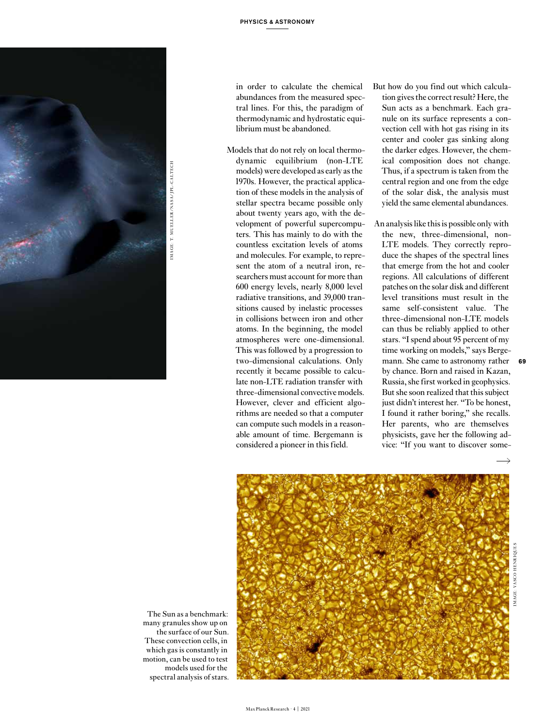in order to calculate the chemical abundances from the measured spectral lines. For this, the paradigm of thermodynamic and hydrostatic equilibrium must be abandoned.

Models that do not rely on local thermodynamic equilibrium (non-LTE models) were developed as early as the 1970s. However, the practical application of these models in the analysis of stellar spectra became possible only about twenty years ago, with the development of powerful supercomputers. This has mainly to do with the countless excitation levels of atoms and molecules. For example, to represent the atom of a neutral iron, researchers must account for more than 600 energy levels, nearly 8,000 level radiative transitions, and 39,000 transitions caused by inelastic processes in collisions between iron and other atoms. In the beginning, the model atmospheres were one-dimensional. This was followed by a progression to two-dimensional calculations. Only recently it became possible to calculate non-LTE radiation transfer with three-dimensional convective models. However, clever and efficient algorithms are needed so that a computer can compute such models in a reasonable amount of time. Bergemann is considered a pioneer in this field.

But how do you find out which calculation gives the correct result? Here, the Sun acts as a benchmark. Each granule on its surface represents a convection cell with hot gas rising in its center and cooler gas sinking along the darker edges. However, the chemical composition does not change. Thus, if a spectrum is taken from the central region and one from the edge of the solar disk, the analysis must yield the same elemental abundances.

An analysis like this is possible only with the new, three-dimensional, non-LTE models. They correctly reproduce the shapes of the spectral lines that emerge from the hot and cooler regions. All calculations of different patches on the solar disk and different level transitions must result in the same self-consistent value. The three-dimensional non-LTE models can thus be reliably applied to other stars. "I spend about 95 percent of my time working on models," says Bergemann. She came to astronomy rather by chance. Born and raised in Kazan, Russia, she first worked in geophysics. But she soon realized that this subject just didn't interest her. "To be honest, I found it rather boring," she recalls. Her parents, who are themselves physicists, gave her the following advice: "If you want to discover some-

The Sun as a benchmark: many granules show up on the surface of our Sun. These convection cells, in which gas is constantly in motion, can be used to test models used for the spectral analysis of stars.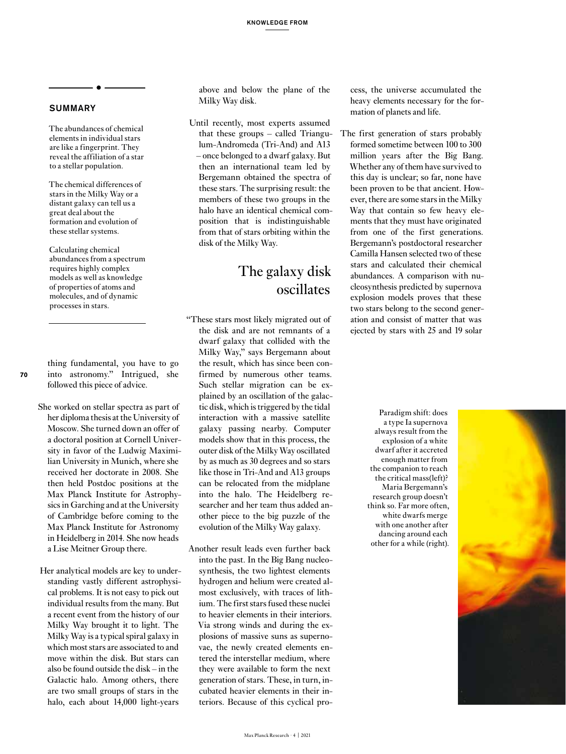## SUMMARY

The abundances of chemical elements in individual stars are like a fingerprint. They reveal the affiliation of a star to a stellar population.

The chemical differences of stars in the Milky Way or a distant galaxy can tell us a great deal about the formation and evolution of these stellar systems.

Calculating chemical abundances from a spectrum requires highly complex models as well as knowledge of properties of atoms and molecules, and of dynamic processes in stars.

thing fundamental, you have to go into astronomy." Intrigued, she followed this piece of advice.

She worked on stellar spectra as part of her diploma thesis at the University of Moscow. She turned down an offer of a doctoral position at Cornell University in favor of the Ludwig Maximilian University in Munich, where she received her doctorate in 2008. She then held Postdoc positions at the Max Planck Institute for Astrophysics in Garching and at the University of Cambridge before coming to the Max Planck Institute for Astronomy in Heidelberg in 2014. She now heads a Lise Meitner Group there.

Her analytical models are key to understanding vastly different astrophysical problems. It is not easy to pick out individual results from the many. But a recent event from the history of our Milky Way brought it to light. The Milky Way is a typical spiral galaxy in which most stars are associated to and move within the disk. But stars can also be found outside the disk – in the Galactic halo. Among others, there are two small groups of stars in the halo, each about 14,000 light-years above and below the plane of the Milky Way disk.

Until recently, most experts assumed that these groups – called Triangulum-Andromeda (Tri-And) and A13 – once belonged to a dwarf galaxy. But then an international team led by Bergemann obtained the spectra of these stars. The surprising result: the members of these two groups in the halo have an identical chemical composition that is indistinguishable from that of stars orbiting within the disk of the Milky Way.

## The galaxy disk oscillates

"These stars most likely migrated out of the disk and are not remnants of a dwarf galaxy that collided with the Milky Way," says Bergemann about the result, which has since been confirmed by numerous other teams. Such stellar migration can be explained by an oscillation of the galactic disk, which is triggered by the tidal interaction with a massive satellite galaxy passing nearby. Computer models show that in this process, the outer disk of the Milky Way oscillated by as much as 30 degrees and so stars like those in Tri-And and A13 groups can be relocated from the midplane into the halo. The Heidelberg researcher and her team thus added another piece to the big puzzle of the evolution of the Milky Way galaxy.

Another result leads even further back into the past. In the Big Bang nucleosynthesis, the two lightest elements hydrogen and helium were created almost exclusively, with traces of lithium. The first stars fused these nuclei to heavier elements in their interiors. Via strong winds and during the explosions of massive suns as supernovae, the newly created elements entered the interstellar medium, where they were available to form the next generation of stars. These, in turn, incubated heavier elements in their interiors. Because of this cyclical process, the universe accumulated the heavy elements necessary for the formation of planets and life.

The first generation of stars probably formed sometime between 100 to 300 million years after the Big Bang. Whether any of them have survived to this day is unclear; so far, none have been proven to be that ancient. However, there are some stars in the Milky Way that contain so few heavy elements that they must have originated from one of the first generations. Bergemann's postdoctoral researcher Camilla Hansen selected two of these stars and calculated their chemical abundances. A comparison with nucleosynthesis predicted by supernova explosion models proves that these two stars belong to the second generation and consist of matter that was ejected by stars with 25 and 19 solar

Paradigm shift: does a type Ia supernova always result from the explosion of a white dwarf after it accreted enough matter from the companion to reach the critical mass(left)? Maria Bergemann's research group doesn't think so. Far more often, white dwarfs merge with one another after dancing around each other for a while (right).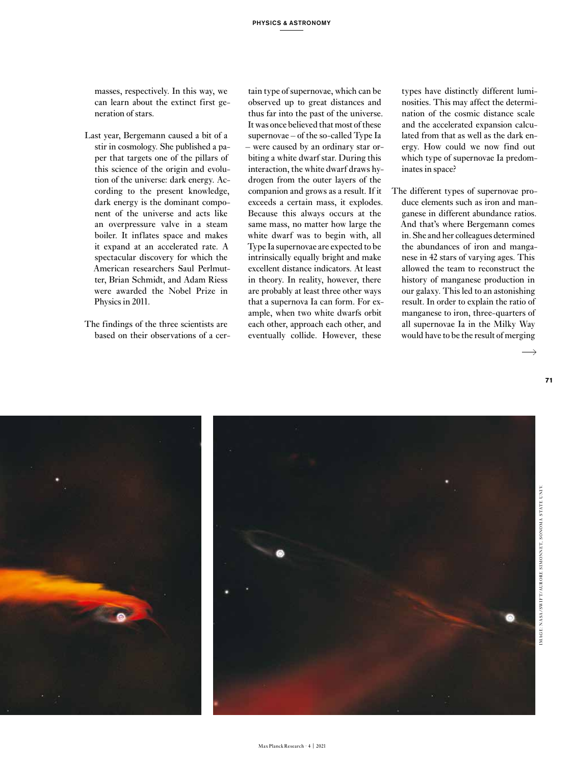masses, respectively. In this way, we can learn about the extinct first generation of stars.

Last year, Bergemann caused a bit of a stir in cosmology. She published a paper that targets one of the pillars of this science of the origin and evolution of the universe: dark energy. According to the present knowledge, dark energy is the dominant component of the universe and acts like an overpressure valve in a steam boiler. It inflates space and makes it expand at an accelerated rate. A spectacular discovery for which the American researchers Saul Perlmutter, Brian Schmidt, and Adam Riess were awarded the Nobel Prize in Physics in 2011.

The findings of the three scientists are based on their observations of a certain type of supernovae, which can be observed up to great distances and thus far into the past of the universe. It was once believed that most of these supernovae – of the so-called Type Ia – were caused by an ordinary star orbiting a white dwarf star. During this interaction, the white dwarf draws hydrogen from the outer layers of the companion and grows as a result. If it exceeds a certain mass, it explodes. Because this always occurs at the same mass, no matter how large the white dwarf was to begin with, all Type Ia supernovae are expected to be intrinsically equally bright and make excellent distance indicators. At least in theory. In reality, however, there are probably at least three other ways that a supernova Ia can form. For example, when two white dwarfs orbit each other, approach each other, and eventually collide. However, these types have distinctly different luminosities. This may affect the determination of the cosmic distance scale and the accelerated expansion calculated from that as well as the dark energy. How could we now find out which type of supernovae Ia predominates in space?

The different types of supernovae produce elements such as iron and manganese in different abundance ratios. And that's where Bergemann comes in. She and her colleagues determined the abundances of iron and manganese in 42 stars of varying ages. This allowed the team to reconstruct the history of manganese production in our galaxy. This led to an astonishing result. In order to explain the ratio of manganese to iron, three-quarters of all supernovae Ia in the Milky Way would have to be the result of merging

IMAGE: NASA/SWIFT/AURORE SIMONNET, SONOMA STATE UNIV.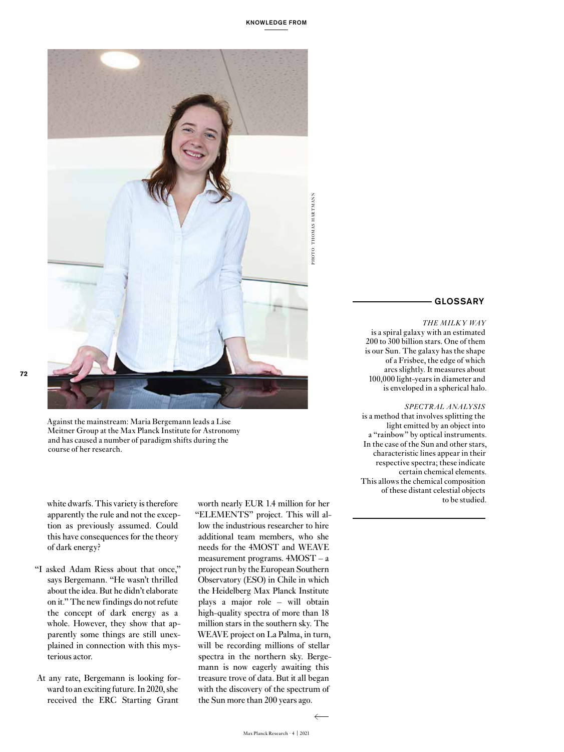Against the mainstream: Maria Bergemann leads a Lise Meitner Group at the Max Planck Institute for Astronomy and has caused a number of paradigm shifts during the course of her research.

PHOTO: THOMAS HARTMANN

white dwarfs. This variety is therefore apparently the rule and not the exception as previously assumed. Could this have consequences for the theory of dark energy?

"I asked Adam Riess about that once," says Bergemann. "He wasn't thrilled about the idea. But he didn't elaborate on it." The new findings do not refute the concept of dark energy as a whole. However, they show that apparently some things are still unexplained in connection with this mysterious actor.

At any rate, Bergemann is looking forward to an exciting future. In 2020, she received the ERC Starting Grant worth nearly EUR 1.4 million for her "ELEMENTS" project. This will allow the industrious researcher to hire additional team members, who she needs for the 4MOST and WEAVE measurement programs. 4MOST – a project run by the European Southern Observatory (ESO) in Chile in which the Heidelberg Max Planck Institute plays a major role – will obtain high-quality spectra of more than 18 million stars in the southern sky. The WEAVE project on La Palma, in turn, will be recording millions of stellar spectra in the northern sky. Bergemann is now eagerly awaiting this treasure trove of data. But it all began with the discovery of the spectrum of the Sun more than 200 years ago.

## GLOSSARY

*THE MILKY WAY*
is a spiral galaxy with an estimated 200 to 300 billion stars. One of them is our Sun. The galaxy has the shape of a Frisbee, the edge of which arcs slightly. It measures about 100,000 light-years in diameter and is enveloped in a spherical halo.

*SPECTRAL ANALYSIS*
is a method that involves splitting the light emitted by an object into a "rainbow" by optical instruments. In the case of the Sun and other stars, characteristic lines appear in their respective spectra; these indicate certain chemical elements. This allows the chemical composition of these distant celestial objects to be studied.